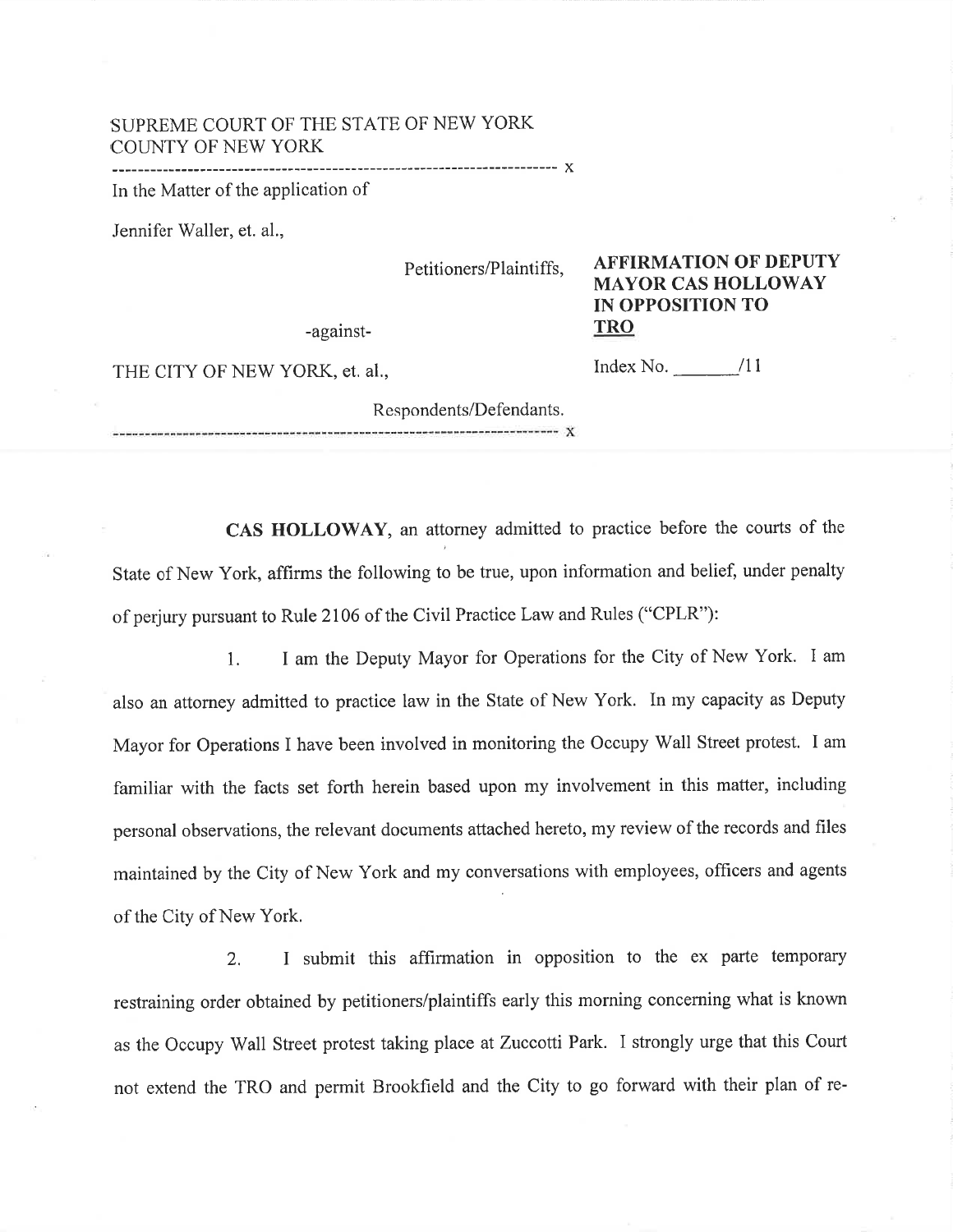SUPREME COURT OF THE STATE OF NEW YORK
COUNTY OF NEW YORK

--- x

In the Matter of the application of

Jennifer Waller, et. al.,

Petitioners/Plaintiffs,

-against-

THE CITY OF NEW YORK, et. al.,

Respondents/Defendants.

--- x

**AFFIRMATION OF DEPUTY MAYOR CAS HOLLOWAY IN OPPOSITION TO TRO**

Index No. _______/11

**CAS HOLLOWAY**, an attorney admitted to practice before the courts of the State of New York, affirms the following to be true, upon information and belief, under penalty of perjury pursuant to Rule 2106 of the Civil Practice Law and Rules ("CPLR"):

1. I am the Deputy Mayor for Operations for the City of New York. I am also an attorney admitted to practice law in the State of New York. In my capacity as Deputy Mayor for Operations I have been involved in monitoring the Occupy Wall Street protest. I am familiar with the facts set forth herein based upon my involvement in this matter, including personal observations, the relevant documents attached hereto, my review of the records and files maintained by the City of New York and my conversations with employees, officers and agents of the City of New York.

2. I submit this affirmation in opposition to the ex parte temporary restraining order obtained by petitioners/plaintiffs early this morning concerning what is known as the Occupy Wall Street protest taking place at Zuccotti Park. I strongly urge that this Court not extend the TRO and permit Brookfield and the City to go forward with their plan of re-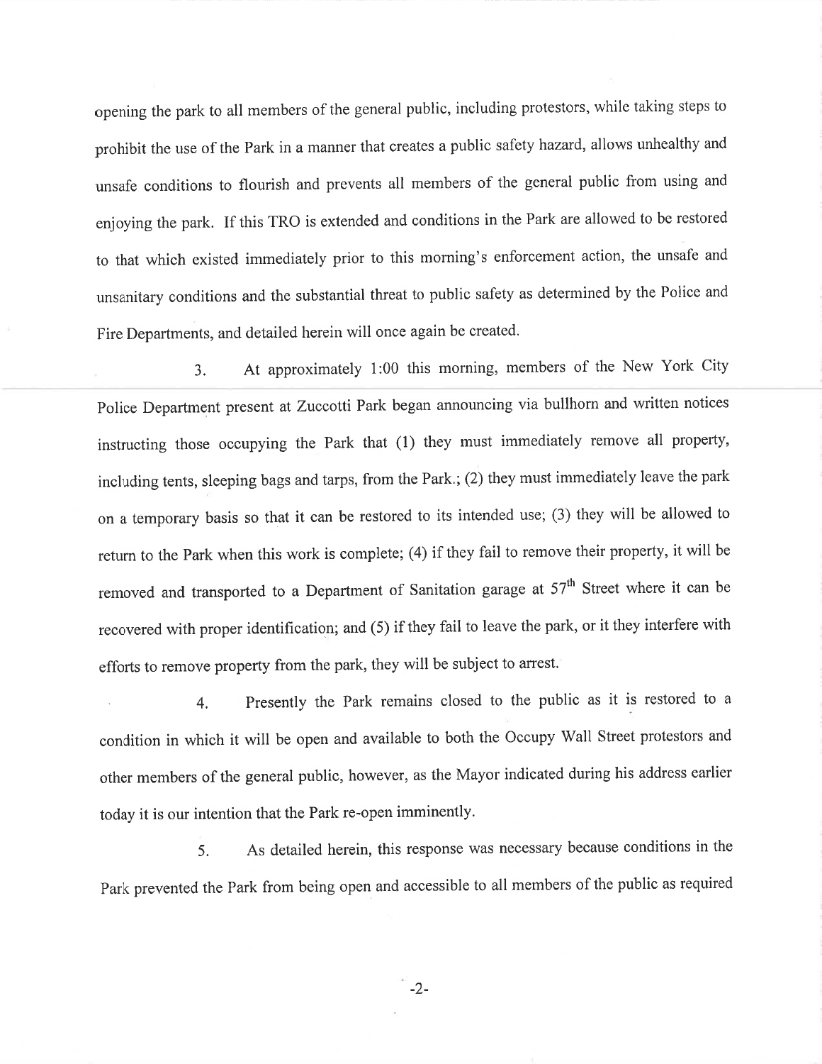opening the park to all members of the general public, including protestors, while taking steps to prohibit the use of the Park in a manner that creates a public safety hazard, allows unhealthy and unsafe conditions to flourish and prevents all members of the general public from using and enjoying the park. If this TRO is extended and conditions in the Park are allowed to be restored to that which existed immediately prior to this morning's enforcement action, the unsafe and unsanitary conditions and the substantial threat to public safety as determined by the Police and Fire Departments, and detailed herein will once again be created.

3. At approximately 1:00 this morning, members of the New York City Police Department present at Zuccotti Park began announcing via bullhorn and written notices instructing those occupying the Park that (1) they must immediately remove all property, including tents, sleeping bags and tarps, from the Park.; (2) they must immediately leave the park on a temporary basis so that it can be restored to its intended use; (3) they will be allowed to return to the Park when this work is complete; (4) if they fail to remove their property, it will be removed and transported to a Department of Sanitation garage at 57th Street where it can be recovered with proper identification; and (5) if they fail to leave the park, or it they interfere with efforts to remove property from the park, they will be subject to arrest.

4. Presently the Park remains closed to the public as it is restored to a condition in which it will be open and available to both the Occupy Wall Street protestors and other members of the general public, however, as the Mayor indicated during his address earlier today it is our intention that the Park re-open imminently.

5. As detailed herein, this response was necessary because conditions in the Park prevented the Park from being open and accessible to all members of the public as required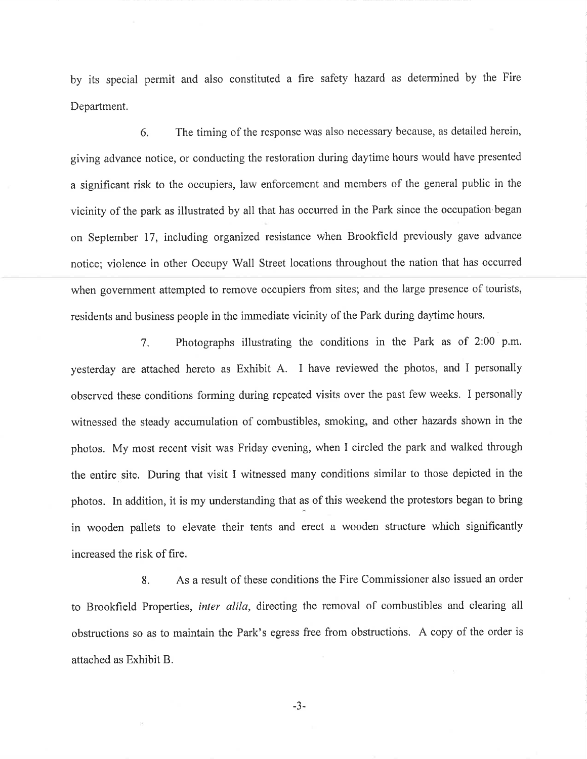by its special permit and also constituted a fire safety hazard as determined by the Fire Department.

6. The timing of the response was also necessary because, as detailed herein, giving advance notice, or conducting the restoration during daytime hours would have presented a significant risk to the occupiers, law enforcement and members of the general public in the vicinity of the park as illustrated by all that has occurred in the Park since the occupation began on September 17, including organized resistance when Brookfield previously gave advance notice; violence in other Occupy Wall Street locations throughout the nation that has occurred when government attempted to remove occupiers from sites; and the large presence of tourists, residents and business people in the immediate vicinity of the Park during daytime hours.

7. Photographs illustrating the conditions in the Park as of 2:00 p.m. yesterday are attached hereto as Exhibit A. I have reviewed the photos, and I personally observed these conditions forming during repeated visits over the past few weeks. I personally witnessed the steady accumulation of combustibles, smoking, and other hazards shown in the photos. My most recent visit was Friday evening, when I circled the park and walked through the entire site. During that visit I witnessed many conditions similar to those depicted in the photos. In addition, it is my understanding that as of this weekend the protestors began to bring in wooden pallets to elevate their tents and erect a wooden structure which significantly increased the risk of fire.

8. As a result of these conditions the Fire Commissioner also issued an order to Brookfield Properties, *inter alila*, directing the removal of combustibles and clearing all obstructions so as to maintain the Park's egress free from obstructions. A copy of the order is attached as Exhibit B.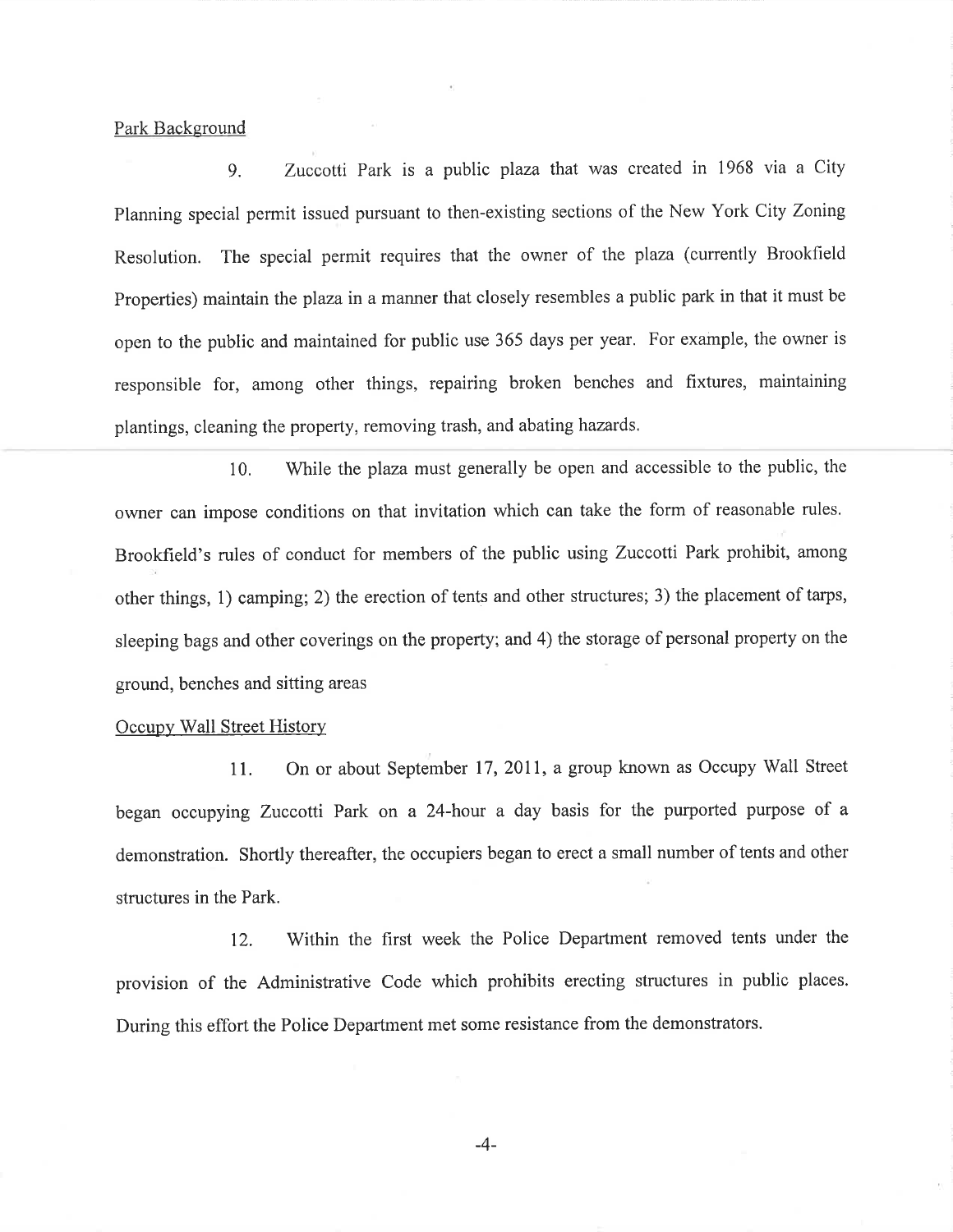Park Background

9. Zuccotti Park is a public plaza that was created in 1968 via a City Planning special permit issued pursuant to then-existing sections of the New York City Zoning Resolution. The special permit requires that the owner of the plaza (currently Brookfield Properties) maintain the plaza in a manner that closely resembles a public park in that it must be open to the public and maintained for public use 365 days per year. For example, the owner is responsible for, among other things, repairing broken benches and fixtures, maintaining plantings, cleaning the property, removing trash, and abating hazards.

10. While the plaza must generally be open and accessible to the public, the owner can impose conditions on that invitation which can take the form of reasonable rules. Brookfield's rules of conduct for members of the public using Zuccotti Park prohibit, among other things, 1) camping; 2) the erection of tents and other structures; 3) the placement of tarps, sleeping bags and other coverings on the property; and 4) the storage of personal property on the ground, benches and sitting areas

Occupy Wall Street History

11. On or about September 17, 2011, a group known as Occupy Wall Street began occupying Zuccotti Park on a 24-hour a day basis for the purported purpose of a demonstration. Shortly thereafter, the occupiers began to erect a small number of tents and other structures in the Park.

12. Within the first week the Police Department removed tents under the provision of the Administrative Code which prohibits erecting structures in public places. During this effort the Police Department met some resistance from the demonstrators.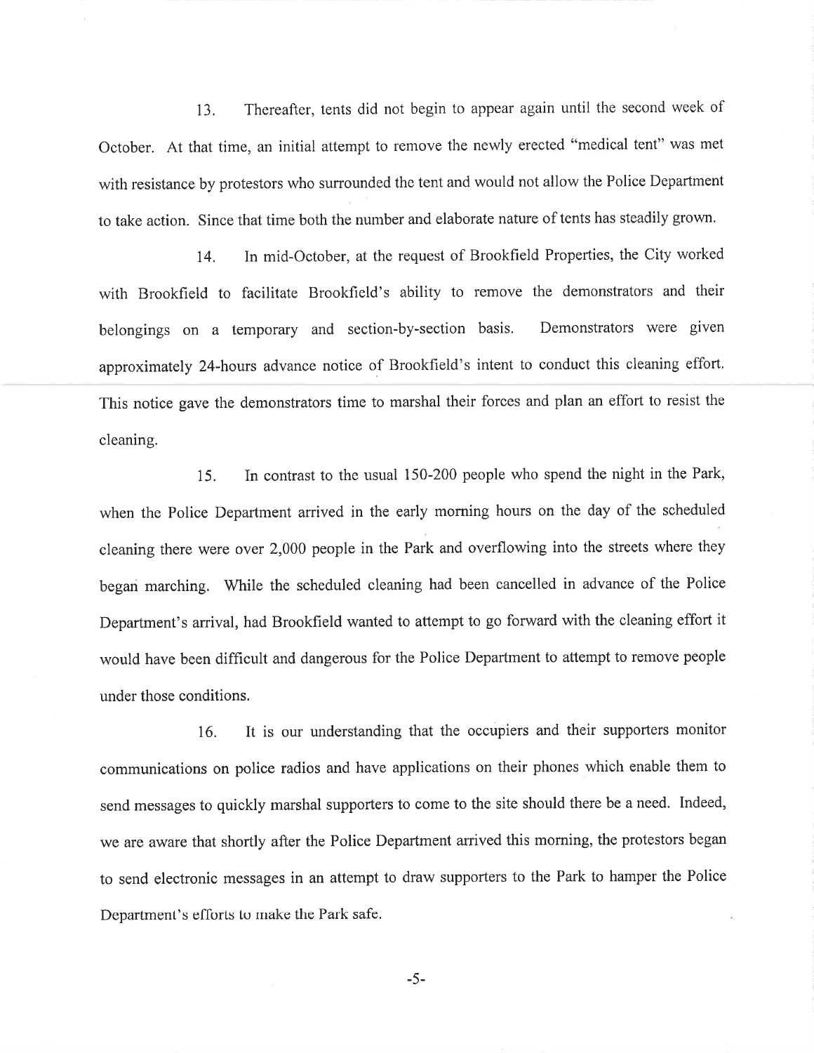13. Thereafter, tents did not begin to appear again until the second week of October. At that time, an initial attempt to remove the newly erected "medical tent" was met with resistance by protestors who surrounded the tent and would not allow the Police Department to take action. Since that time both the number and elaborate nature of tents has steadily grown.

14. In mid-October, at the request of Brookfield Properties, the City worked with Brookfield to facilitate Brookfield's ability to remove the demonstrators and their belongings on a temporary and section-by-section basis. Demonstrators were given approximately 24-hours advance notice of Brookfield's intent to conduct this cleaning effort. This notice gave the demonstrators time to marshal their forces and plan an effort to resist the cleaning.

15. In contrast to the usual 150-200 people who spend the night in the Park, when the Police Department arrived in the early morning hours on the day of the scheduled cleaning there were over 2,000 people in the Park and overflowing into the streets where they began marching. While the scheduled cleaning had been cancelled in advance of the Police Department's arrival, had Brookfield wanted to attempt to go forward with the cleaning effort it would have been difficult and dangerous for the Police Department to attempt to remove people under those conditions.

16. It is our understanding that the occupiers and their supporters monitor communications on police radios and have applications on their phones which enable them to send messages to quickly marshal supporters to come to the site should there be a need. Indeed, we are aware that shortly after the Police Department arrived this morning, the protestors began to send electronic messages in an attempt to draw supporters to the Park to hamper the Police Department's efforts to make the Park safe.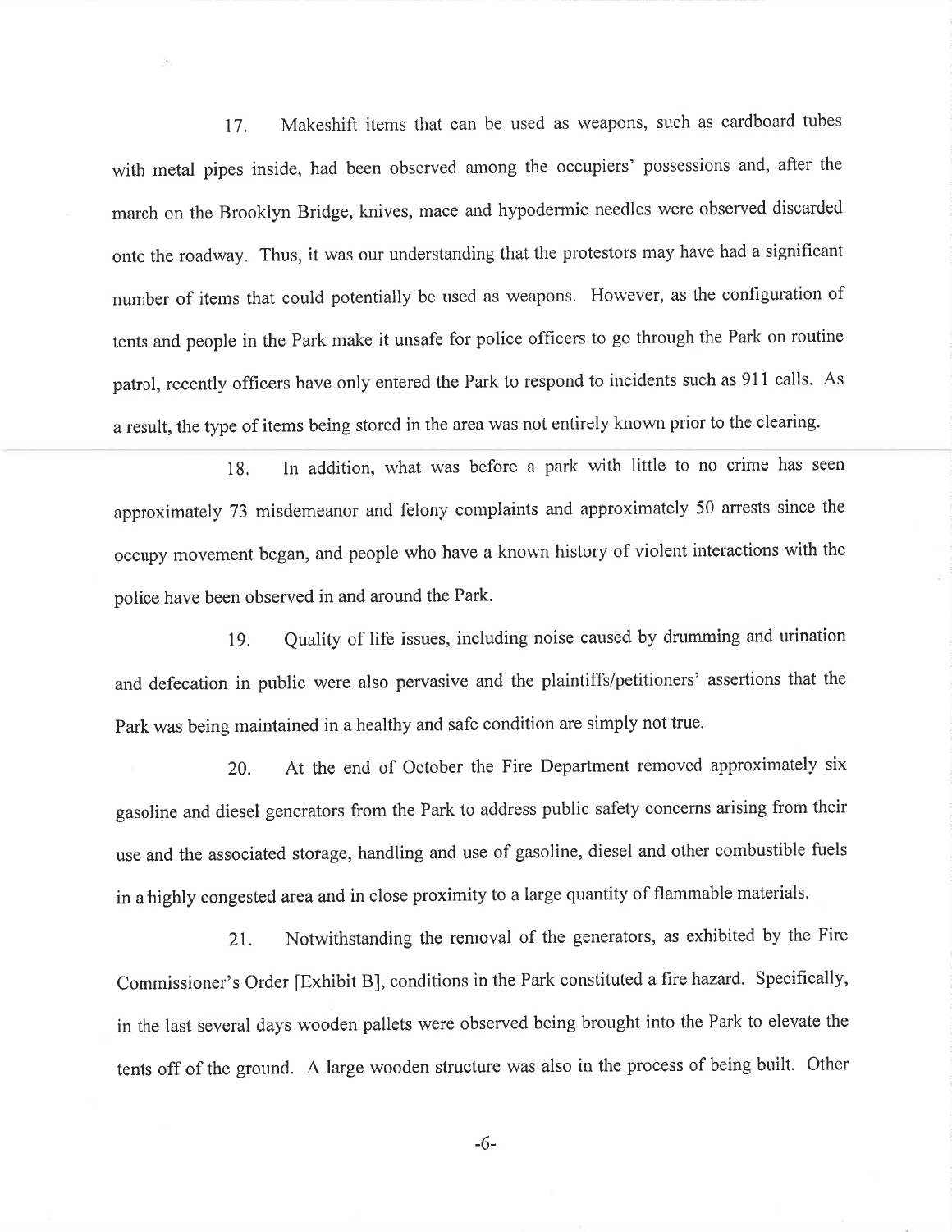17. Makeshift items that can be used as weapons, such as cardboard tubes with metal pipes inside, had been observed among the occupiers' possessions and, after the march on the Brooklyn Bridge, knives, mace and hypodermic needles were observed discarded onto the roadway. Thus, it was our understanding that the protestors may have had a significant number of items that could potentially be used as weapons. However, as the configuration of tents and people in the Park make it unsafe for police officers to go through the Park on routine patrol, recently officers have only entered the Park to respond to incidents such as 911 calls. As a result, the type of items being stored in the area was not entirely known prior to the clearing.

18. In addition, what was before a park with little to no crime has seen approximately 73 misdemeanor and felony complaints and approximately 50 arrests since the occupy movement began, and people who have a known history of violent interactions with the police have been observed in and around the Park.

19. Quality of life issues, including noise caused by drumming and urination and defecation in public were also pervasive and the plaintiffs/petitioners' assertions that the Park was being maintained in a healthy and safe condition are simply not true.

20. At the end of October the Fire Department removed approximately six gasoline and diesel generators from the Park to address public safety concerns arising from their use and the associated storage, handling and use of gasoline, diesel and other combustible fuels in a highly congested area and in close proximity to a large quantity of flammable materials.

21. Notwithstanding the removal of the generators, as exhibited by the Fire Commissioner's Order [Exhibit B], conditions in the Park constituted a fire hazard. Specifically, in the last several days wooden pallets were observed being brought into the Park to elevate the tents off of the ground. A large wooden structure was also in the process of being built. Other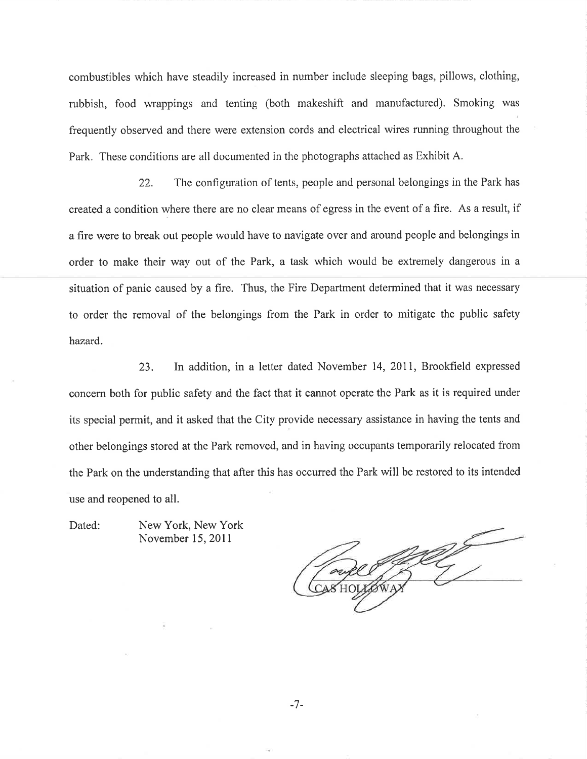combustibles which have steadily increased in number include sleeping bags, pillows, clothing, rubbish, food wrappings and tenting (both makeshift and manufactured). Smoking was frequently observed and there were extension cords and electrical wires running throughout the Park. These conditions are all documented in the photographs attached as Exhibit A.

22. The configuration of tents, people and personal belongings in the Park has created a condition where there are no clear means of egress in the event of a fire. As a result, if a fire were to break out people would have to navigate over and around people and belongings in order to make their way out of the Park, a task which would be extremely dangerous in a situation of panic caused by a fire. Thus, the Fire Department determined that it was necessary to order the removal of the belongings from the Park in order to mitigate the public safety hazard.

23. In addition, in a letter dated November 14, 2011, Brookfield expressed concern both for public safety and the fact that it cannot operate the Park as it is required under its special permit, and it asked that the City provide necessary assistance in having the tents and other belongings stored at the Park removed, and in having occupants temporarily relocated from the Park on the understanding that after this has occurred the Park will be restored to its intended use and reopened to all.

Dated: New York, New York
November 15, 2011

CAS HOLLOWAY